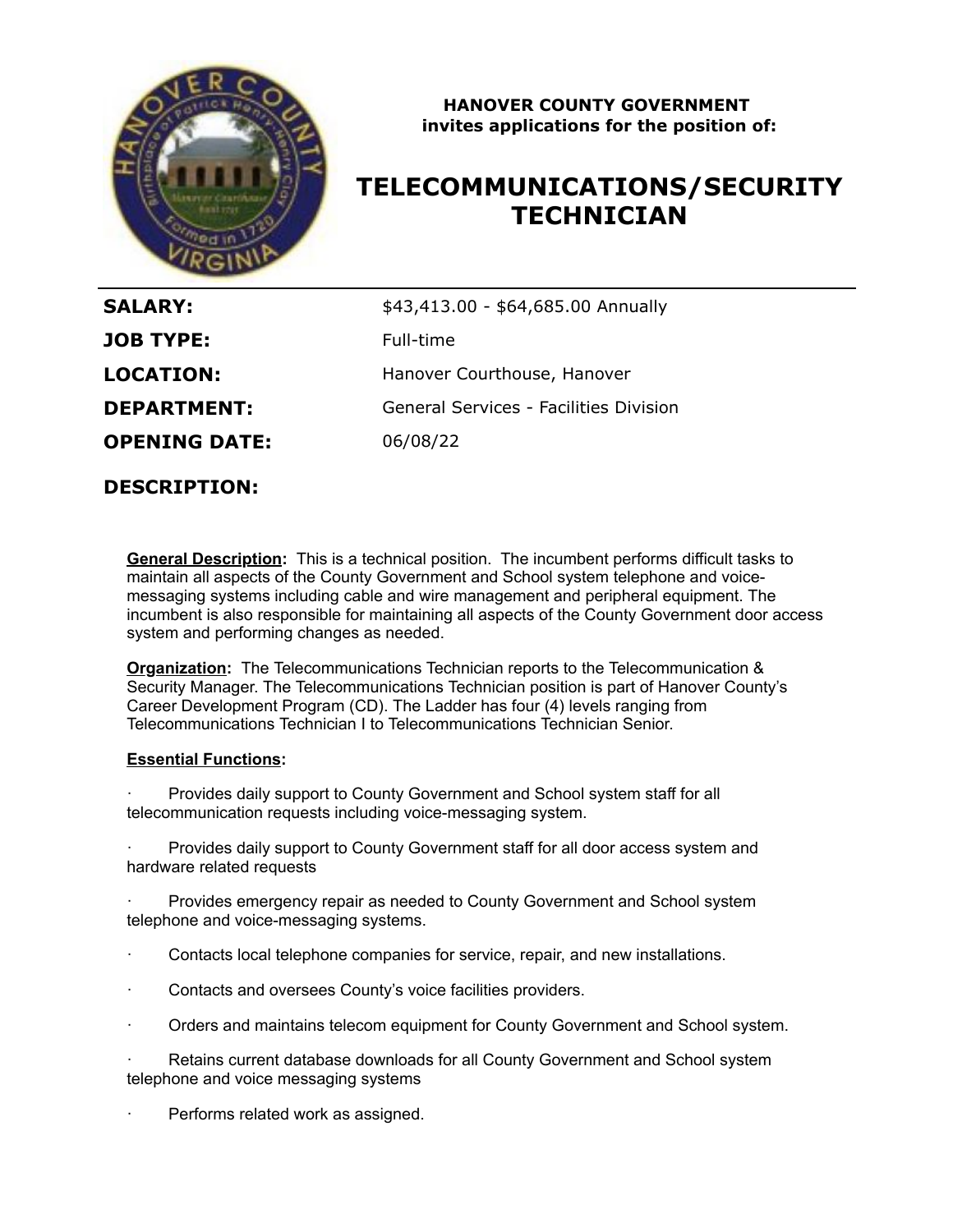**HANOVER COUNTY GOVERNMENT**
**invites applications for the position of:**

# TELECOMMUNICATIONS/SECURITY TECHNICIAN

| | |
|---|---|
| **SALARY:** | $43,413.00 - $64,685.00 Annually |
| **JOB TYPE:** | Full-time |
| **LOCATION:** | Hanover Courthouse, Hanover |
| **DEPARTMENT:** | General Services - Facilities Division |
| **OPENING DATE:** | 06/08/22 |

## DESCRIPTION:

**General Description:** This is a technical position. The incumbent performs difficult tasks to maintain all aspects of the County Government and School system telephone and voice-messaging systems including cable and wire management and peripheral equipment. The incumbent is also responsible for maintaining all aspects of the County Government door access system and performing changes as needed.

**Organization:** The Telecommunications Technician reports to the Telecommunication & Security Manager. The Telecommunications Technician position is part of Hanover County's Career Development Program (CD). The Ladder has four (4) levels ranging from Telecommunications Technician I to Telecommunications Technician Senior.

**Essential Functions:**

- Provides daily support to County Government and School system staff for all telecommunication requests including voice-messaging system.
- Provides daily support to County Government staff for all door access system and hardware related requests
- Provides emergency repair as needed to County Government and School system telephone and voice-messaging systems.
- Contacts local telephone companies for service, repair, and new installations.
- Contacts and oversees County's voice facilities providers.
- Orders and maintains telecom equipment for County Government and School system.
- Retains current database downloads for all County Government and School system telephone and voice messaging systems
- Performs related work as assigned.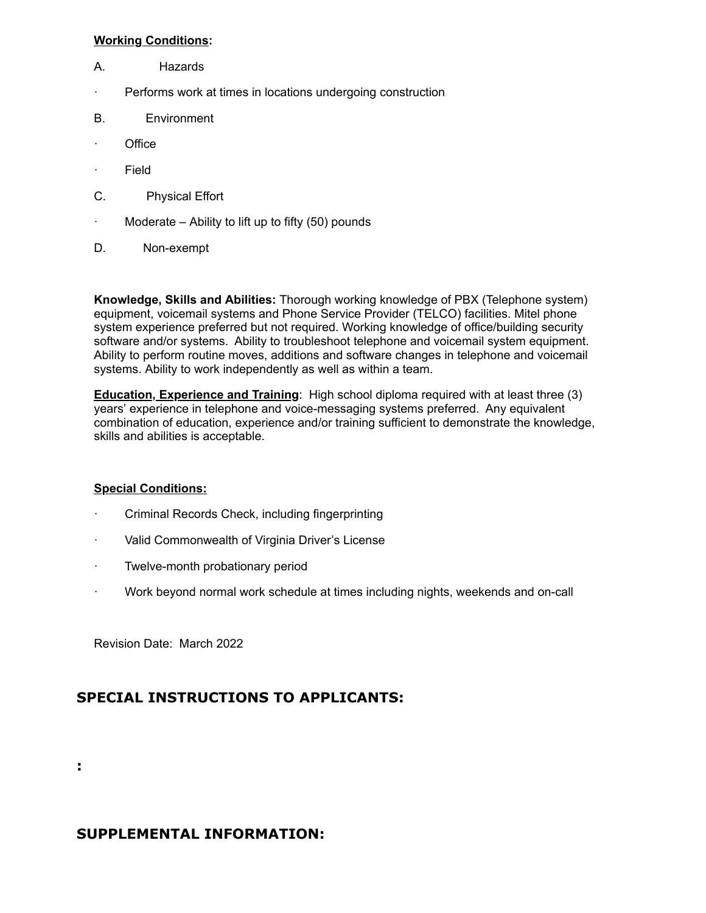**Working Conditions:**

A. Hazards

- Performs work at times in locations undergoing construction

B. Environment

- Office
- Field

C. Physical Effort

- Moderate – Ability to lift up to fifty (50) pounds

D. Non-exempt

**Knowledge, Skills and Abilities:** Thorough working knowledge of PBX (Telephone system) equipment, voicemail systems and Phone Service Provider (TELCO) facilities. Mitel phone system experience preferred but not required. Working knowledge of office/building security software and/or systems. Ability to troubleshoot telephone and voicemail system equipment. Ability to perform routine moves, additions and software changes in telephone and voicemail systems. Ability to work independently as well as within a team.

**Education, Experience and Training**: High school diploma required with at least three (3) years' experience in telephone and voice-messaging systems preferred. Any equivalent combination of education, experience and/or training sufficient to demonstrate the knowledge, skills and abilities is acceptable.

**Special Conditions:**

- Criminal Records Check, including fingerprinting
- Valid Commonwealth of Virginia Driver's License
- Twelve-month probationary period
- Work beyond normal work schedule at times including nights, weekends and on-call

Revision Date: March 2022

## SPECIAL INSTRUCTIONS TO APPLICANTS:

**:**

## SUPPLEMENTAL INFORMATION: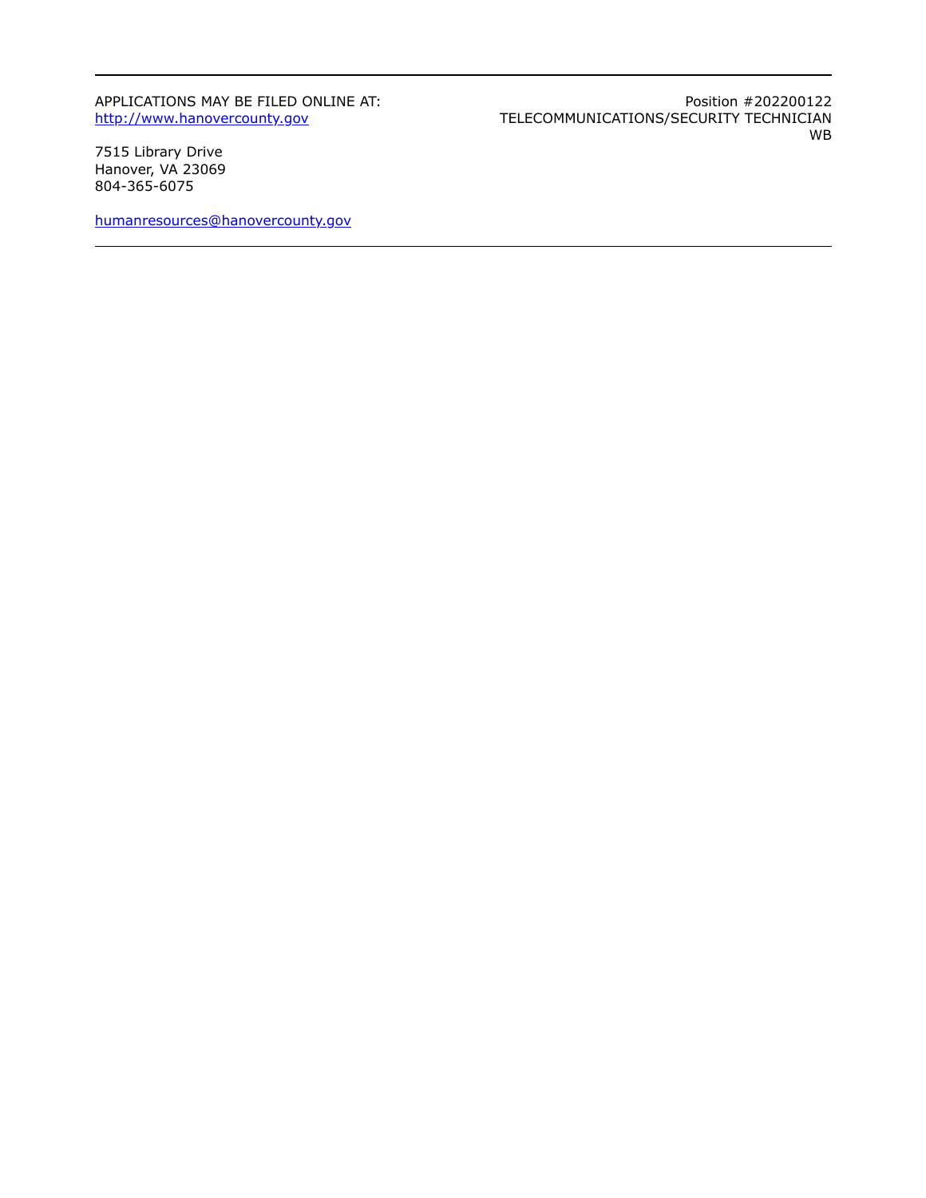APPLICATIONS MAY BE FILED ONLINE AT:
http://www.hanovercounty.gov

Position #202200122
TELECOMMUNICATIONS/SECURITY TECHNICIAN
WB

7515 Library Drive
Hanover, VA 23069
804-365-6075

humanresources@hanovercounty.gov